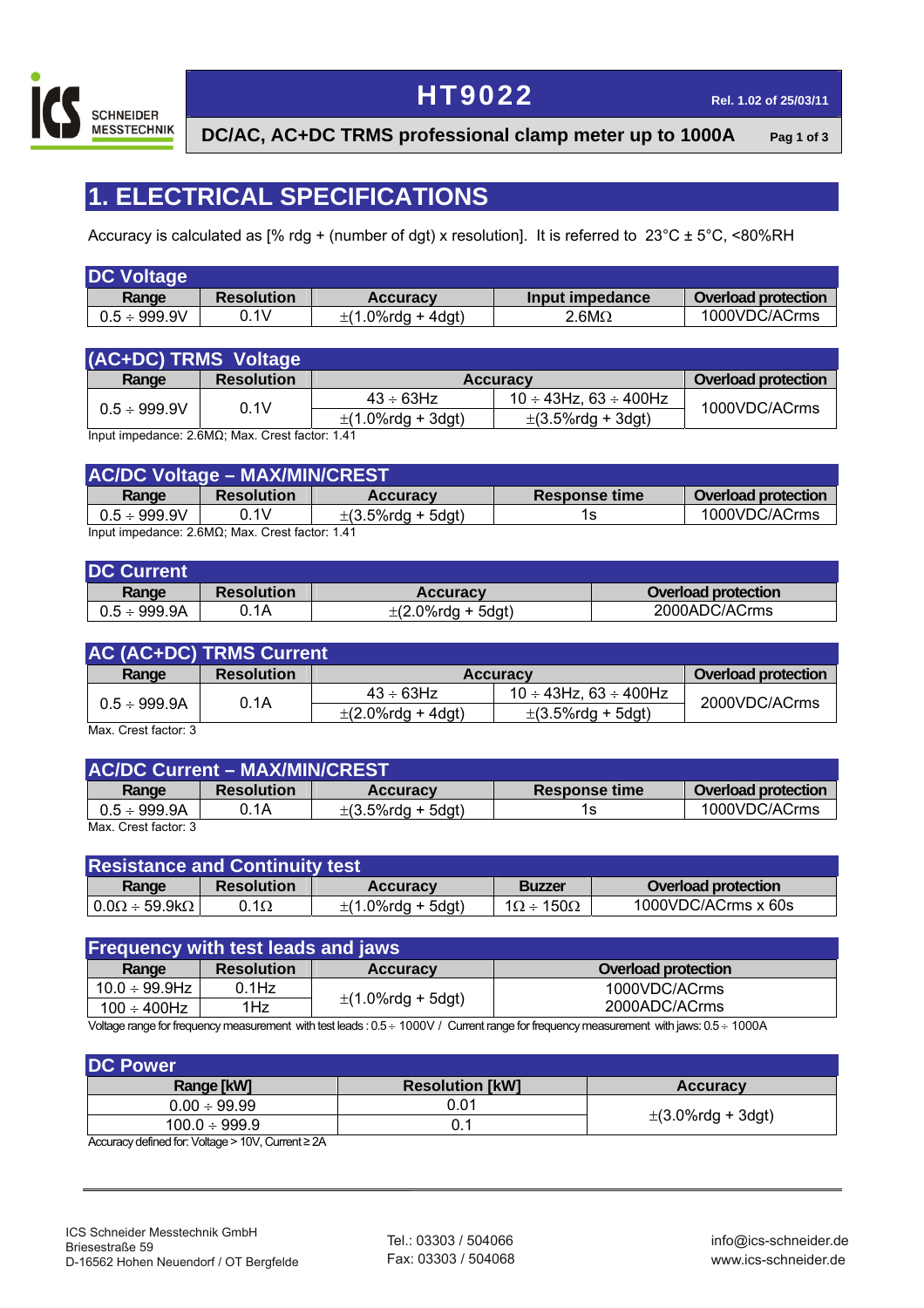# HT9022

Rel. 1.02 of 25/03/11

**DC/AC, AC+DC TRMS professional clamp meter up to 1000A**

## 1. ELECTRICAL SPECIFICATIONS

Accuracy is calculated as [% rdg + (number of dgt) x resolution]. It is referred to 23°C ± 5°C, <80%RH

### DC Voltage

| Range | Resolution | Accuracy | Input impedance | Overload protection |
|---|---|---|---|---|
| 0.5 ÷ 999.9V | 0.1V | ±(1.0%rdg + 4dgt) | 2.6MΩ | 1000VDC/ACrms |

### (AC+DC) TRMS Voltage

| Range | Resolution | Accuracy | | Overload protection |
|---|---|---|---|---|
| | | 43 ÷ 63Hz | 10 ÷ 43Hz, 63 ÷ 400Hz | |
| 0.5 ÷ 999.9V | 0.1V | ±(1.0%rdg + 3dgt) | ±(3.5%rdg + 3dgt) | 1000VDC/ACrms |

Input impedance: 2.6MΩ; Max. Crest factor: 1.41

### AC/DC Voltage – MAX/MIN/CREST

| Range | Resolution | Accuracy | Response time | Overload protection |
|---|---|---|---|---|
| 0.5 ÷ 999.9V | 0.1V | ±(3.5%rdg + 5dgt) | 1s | 1000VDC/ACrms |

Input impedance: 2.6MΩ; Max. Crest factor: 1.41

### DC Current

| Range | Resolution | Accuracy | Overload protection |
|---|---|---|---|
| 0.5 ÷ 999.9A | 0.1A | ±(2.0%rdg + 5dgt) | 2000ADC/ACrms |

### AC (AC+DC) TRMS Current

| Range | Resolution | Accuracy | | Overload protection |
|---|---|---|---|---|
| | | 43 ÷ 63Hz | 10 ÷ 43Hz, 63 ÷ 400Hz | |
| 0.5 ÷ 999.9A | 0.1A | ±(2.0%rdg + 4dgt) | ±(3.5%rdg + 5dgt) | 2000VDC/ACrms |

Max. Crest factor: 3

### AC/DC Current – MAX/MIN/CREST

| Range | Resolution | Accuracy | Response time | Overload protection |
|---|---|---|---|---|
| 0.5 ÷ 999.9A | 0.1A | ±(3.5%rdg + 5dgt) | 1s | 1000VDC/ACrms |

Max. Crest factor: 3

### Resistance and Continuity test

| Range | Resolution | Accuracy | Buzzer | Overload protection |
|---|---|---|---|---|
| 0.0Ω ÷ 59.9kΩ | 0.1Ω | ±(1.0%rdg + 5dgt) | 1Ω ÷ 150Ω | 1000VDC/ACrms x 60s |

### Frequency with test leads and jaws

| Range | Resolution | Accuracy | Overload protection |
|---|---|---|---|
| 10.0 ÷ 99.9Hz | 0.1Hz | ±(1.0%rdg + 5dgt) | 1000VDC/ACrms |
| 100 ÷ 400Hz | 1Hz | | 2000ADC/ACrms |

Voltage range for frequency measurement with test leads : 0.5 ÷ 1000V / Current range for frequency measurement with jaws: 0.5 ÷ 1000A

### DC Power

| Range [kW] | Resolution [kW] | Accuracy |
|---|---|---|
| 0.00 ÷ 99.99 | 0.01 | ±(3.0%rdg + 3dgt) |
| 100.0 ÷ 999.9 | 0.1 | |

Accuracy defined for: Voltage > 10V, Current ≥ 2A

ICS Schneider Messtechnik GmbH
Briesestraße 59
D-16562 Hohen Neuendorf / OT Bergfelde

Tel.: 03303 / 504066
Fax: 03303 / 504068

info@ics-schneider.de
www.ics-schneider.de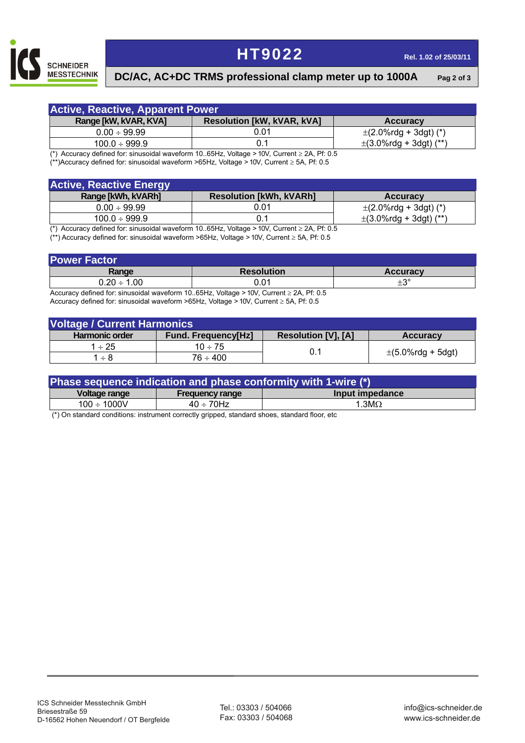## Active, Reactive, Apparent Power

| Range [kW, kVAR, KVA] | Resolution [kW, kVAR, kVA] | Accuracy |
|---|---|---|
| 0.00 ÷ 99.99 | 0.01 | ±(2.0%rdg + 3dgt) (*) |
| 100.0 ÷ 999.9 | 0.1 | ±(3.0%rdg + 3dgt) (**) |

(*) Accuracy defined for: sinusoidal waveform 10..65Hz, Voltage > 10V, Current ≥ 2A, Pf: 0.5
(**)Accuracy defined for: sinusoidal waveform >65Hz, Voltage > 10V, Current ≥ 5A, Pf: 0.5

## Active, Reactive Energy

| Range [kWh, kVARh] | Resolution [kWh, kVARh] | Accuracy |
|---|---|---|
| 0.00 ÷ 99.99 | 0.01 | ±(2.0%rdg + 3dgt) (*) |
| 100.0 ÷ 999.9 | 0.1 | ±(3.0%rdg + 3dgt) (**) |

(*) Accuracy defined for: sinusoidal waveform 10..65Hz, Voltage > 10V, Current ≥ 2A, Pf: 0.5
(**) Accuracy defined for: sinusoidal waveform >65Hz, Voltage > 10V, Current ≥ 5A, Pf: 0.5

## Power Factor

| Range | Resolution | Accuracy |
|---|---|---|
| 0.20 ÷ 1.00 | 0.01 | ±3° |

Accuracy defined for: sinusoidal waveform 10..65Hz, Voltage > 10V, Current ≥ 2A, Pf: 0.5
Accuracy defined for: sinusoidal waveform >65Hz, Voltage > 10V, Current ≥ 5A, Pf: 0.5

## Voltage / Current Harmonics

| Harmonic order | Fund. Frequency[Hz] | Resolution [V], [A] | Accuracy |
|---|---|---|---|
| 1 ÷ 25 | 10 ÷ 75 | 0.1 | ±(5.0%rdg + 5dgt) |
| 1 ÷ 8 | 76 ÷ 400 | | |

## Phase sequence indication and phase conformity with 1-wire (*)

| Voltage range | Frequency range | Input impedance |
|---|---|---|
| 100 ÷ 1000V | 40 ÷ 70Hz | 1.3MΩ |

(*) On standard conditions: instrument correctly gripped, standard shoes, standard floor, etc

ICS Schneider Messtechnik GmbH
Briesestraße 59
D-16562 Hohen Neuendorf / OT Bergfelde

Tel.: 03303 / 504066
Fax: 03303 / 504068

info@ics-schneider.de
www.ics-schneider.de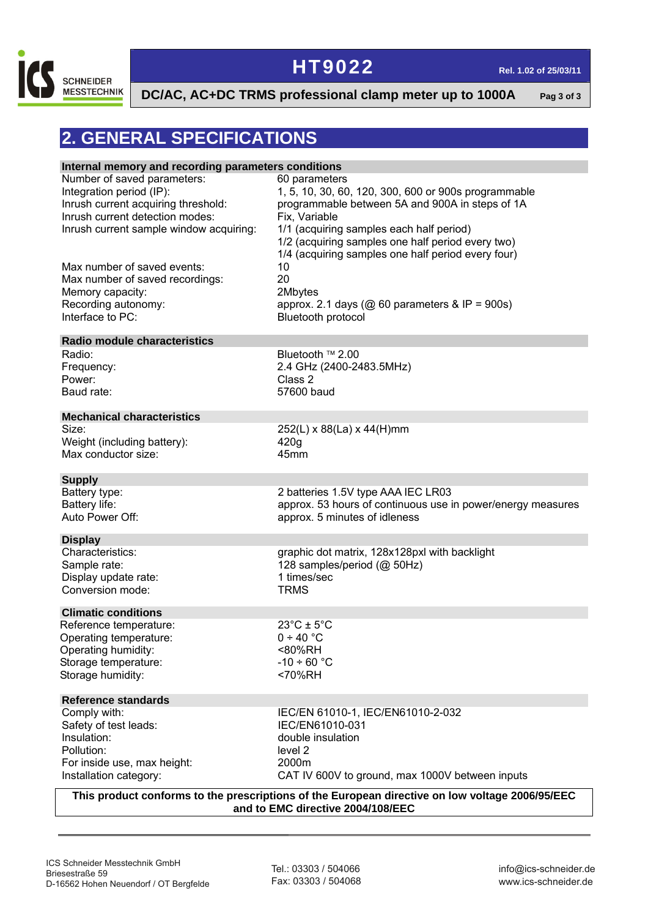## 2. GENERAL SPECIFICATIONS

| | |
|---|---|
| **Internal memory and recording parameters conditions** | |
| Number of saved parameters: | 60 parameters |
| Integration period (IP): | 1, 5, 10, 30, 60, 120, 300, 600 or 900s programmable |
| Inrush current acquiring threshold: | programmable between 5A and 900A in steps of 1A |
| Inrush current detection modes: | Fix, Variable |
| Inrush current sample window acquiring: | 1/1 (acquiring samples each half period)<br>1/2 (acquiring samples one half period every two)<br>1/4 (acquiring samples one half period every four) |
| Max number of saved events: | 10 |
| Max number of saved recordings: | 20 |
| Memory capacity: | 2Mbytes |
| Recording autonomy: | approx. 2.1 days (@ 60 parameters & IP = 900s) |
| Interface to PC: | Bluetooth protocol |
| **Radio module characteristics** | |
| Radio: | Bluetooth ™ 2.00 |
| Frequency: | 2.4 GHz (2400-2483.5MHz) |
| Power: | Class 2 |
| Baud rate: | 57600 baud |
| **Mechanical characteristics** | |
| Size: | 252(L) x 88(La) x 44(H)mm |
| Weight (including battery): | 420g |
| Max conductor size: | 45mm |
| **Supply** | |
| Battery type: | 2 batteries 1.5V type AAA IEC LR03 |
| Battery life: | approx. 53 hours of continuous use in power/energy measures |
| Auto Power Off: | approx. 5 minutes of idleness |
| **Display** | |
| Characteristics: | graphic dot matrix, 128x128pxl with backlight |
| Sample rate: | 128 samples/period (@ 50Hz) |
| Display update rate: | 1 times/sec |
| Conversion mode: | TRMS |
| **Climatic conditions** | |
| Reference temperature: | 23°C ± 5°C |
| Operating temperature: | 0 ÷ 40 °C |
| Operating humidity: | <80%RH |
| Storage temperature: | -10 ÷ 60 °C |
| Storage humidity: | <70%RH |
| **Reference standards** | |
| Comply with: | IEC/EN 61010-1, IEC/EN61010-2-032 |
| Safety of test leads: | IEC/EN61010-031 |
| Insulation: | double insulation |
| Pollution: | level 2 |
| For inside use, max height: | 2000m |
| Installation category: | CAT IV 600V to ground, max 1000V between inputs |

**This product conforms to the prescriptions of the European directive on low voltage 2006/95/EEC and to EMC directive 2004/108/EEC**

ICS Schneider Messtechnik GmbH
Briesestraße 59
D-16562 Hohen Neuendorf / OT Bergfelde

Tel.: 03303 / 504066
Fax: 03303 / 504068

info@ics-schneider.de
www.ics-schneider.de